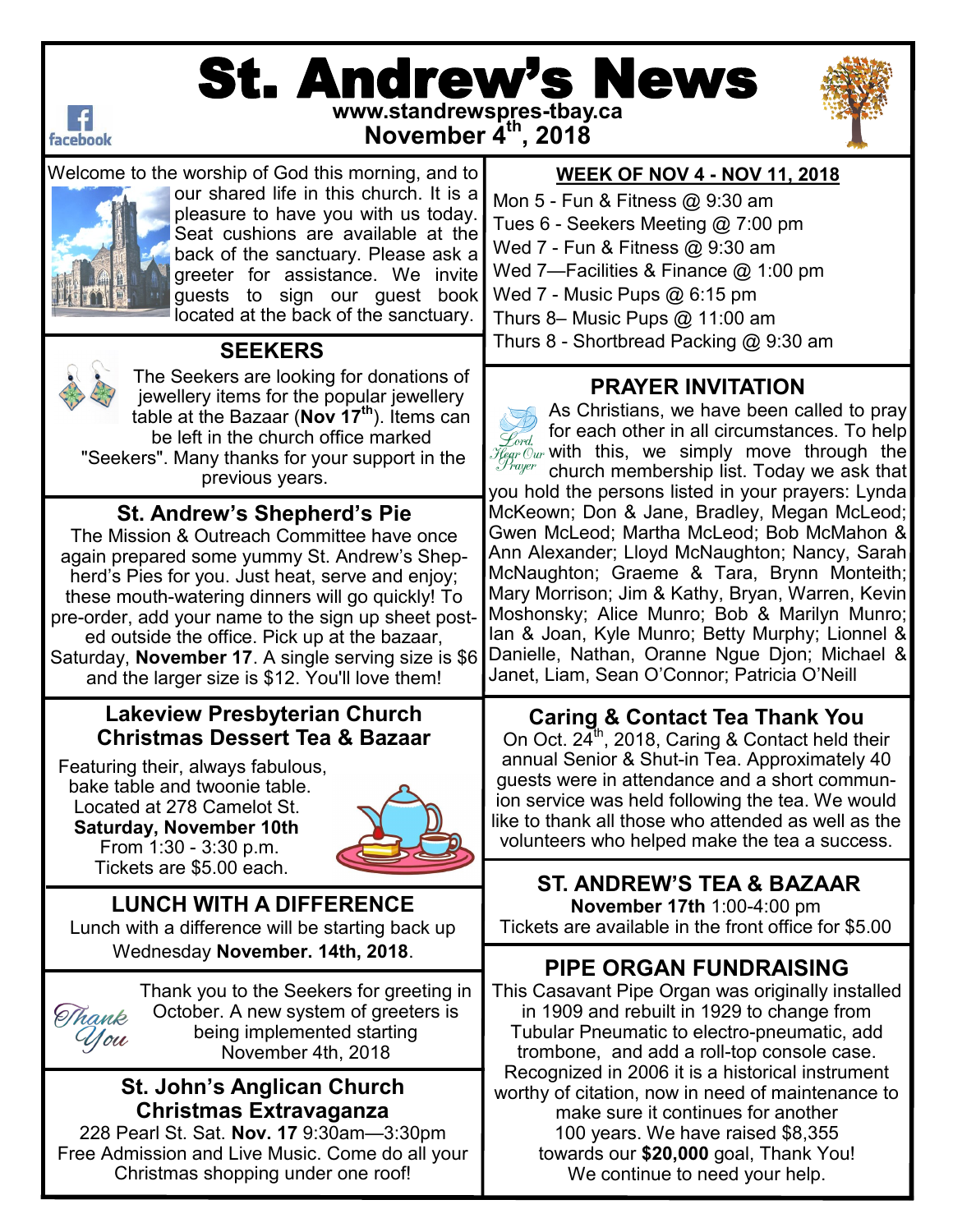# St. Andrew's News

www.standrewspres-tbay.ca

November 4th, 2018

Welcome to the worship of God this morning, and to our shared life in this church. It is a pleasure to have you with us today. Seat cushions are available at the back of the sanctuary. Please ask a greeter for assistance. We invite guests to sign our guest book located at the back of the sanctuary.

## SEEKERS

The Seekers are looking for donations of jewellery items for the popular jewellery table at the Bazaar (**Nov 17th**). Items can be left in the church office marked "Seekers". Many thanks for your support in the previous years.

## St. Andrew's Shepherd's Pie

The Mission & Outreach Committee have once again prepared some yummy St. Andrew's Shepherd's Pies for you. Just heat, serve and enjoy; these mouth-watering dinners will go quickly! To pre-order, add your name to the sign up sheet posted outside the office. Pick up at the bazaar, Saturday, **November 17**. A single serving size is $6 and the larger size is $12. You'll love them!

## Lakeview Presbyterian Church Christmas Dessert Tea & Bazaar

Featuring their, always fabulous, bake table and twoonie table.
Located at 278 Camelot St.
**Saturday, November 10th**
From 1:30 - 3:30 p.m.
Tickets are $5.00 each.

## LUNCH WITH A DIFFERENCE

Lunch with a difference will be starting back up Wednesday **November. 14th, 2018**.

*Thank You*

Thank you to the Seekers for greeting in October. A new system of greeters is being implemented starting November 4th, 2018

## St. John's Anglican Church Christmas Extravaganza

228 Pearl St. Sat. **Nov. 17** 9:30am—3:30pm
Free Admission and Live Music. Come do all your Christmas shopping under one roof!

## WEEK OF NOV 4 - NOV 11, 2018

- Mon 5 - Fun & Fitness @ 9:30 am
- Tues 6 - Seekers Meeting @ 7:00 pm
- Wed 7 - Fun & Fitness @ 9:30 am
- Wed 7—Facilities & Finance @ 1:00 pm
- Wed 7 - Music Pups @ 6:15 pm
- Thurs 8– Music Pups @ 11:00 am
- Thurs 8 - Shortbread Packing @ 9:30 am

## PRAYER INVITATION

*Lord, Hear Our Prayer*

As Christians, we have been called to pray for each other in all circumstances. To help with this, we simply move through the church membership list. Today we ask that you hold the persons listed in your prayers: Lynda McKeown; Don & Jane, Bradley, Megan McLeod; Gwen McLeod; Martha McLeod; Bob McMahon & Ann Alexander; Lloyd McNaughton; Nancy, Sarah McNaughton; Graeme & Tara, Brynn Monteith; Mary Morrison; Jim & Kathy, Bryan, Warren, Kevin Moshonsky; Alice Munro; Bob & Marilyn Munro; Ian & Joan, Kyle Munro; Betty Murphy; Lionnel & Danielle, Nathan, Oranne Ngue Djon; Michael & Janet, Liam, Sean O'Connor; Patricia O'Neill

## Caring & Contact Tea Thank You

On Oct. 24th, 2018, Caring & Contact held their annual Senior & Shut-in Tea. Approximately 40 guests were in attendance and a short communion service was held following the tea. We would like to thank all those who attended as well as the volunteers who helped make the tea a success.

## ST. ANDREW'S TEA & BAZAAR

**November 17th** 1:00-4:00 pm
Tickets are available in the front office for $5.00

## PIPE ORGAN FUNDRAISING

This Casavant Pipe Organ was originally installed in 1909 and rebuilt in 1929 to change from Tubular Pneumatic to electro-pneumatic, add trombone, and add a roll-top console case. Recognized in 2006 it is a historical instrument worthy of citation, now in need of maintenance to make sure it continues for another 100 years. We have raised $8,355 towards our **$20,000** goal, Thank You! We continue to need your help.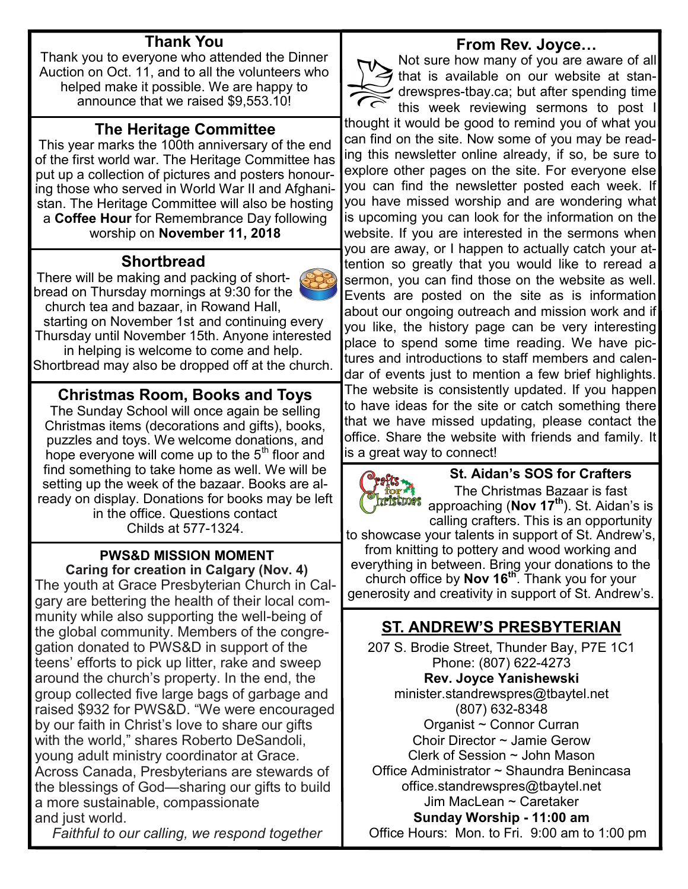## Thank You

Thank you to everyone who attended the Dinner Auction on Oct. 11, and to all the volunteers who helped make it possible. We are happy to announce that we raised $9,553.10!

## The Heritage Committee

This year marks the 100th anniversary of the end of the first world war. The Heritage Committee has put up a collection of pictures and posters honouring those who served in World War II and Afghanistan. The Heritage Committee will also be hosting a **Coffee Hour** for Remembrance Day following worship on **November 11, 2018**

## Shortbread

There will be making and packing of shortbread on Thursday mornings at 9:30 for the church tea and bazaar, in Rowand Hall, starting on November 1st and continuing every Thursday until November 15th. Anyone interested in helping is welcome to come and help. Shortbread may also be dropped off at the church.

## Christmas Room, Books and Toys

The Sunday School will once again be selling Christmas items (decorations and gifts), books, puzzles and toys. We welcome donations, and hope everyone will come up to the 5th floor and find something to take home as well. We will be setting up the week of the bazaar. Books are already on display. Donations for books may be left in the office. Questions contact Childs at 577-1324.

### PWS&D MISSION MOMENT

**Caring for creation in Calgary (Nov. 4)**

The youth at Grace Presbyterian Church in Calgary are bettering the health of their local community while also supporting the well-being of the global community. Members of the congregation donated to PWS&D in support of the teens' efforts to pick up litter, rake and sweep around the church's property. In the end, the group collected five large bags of garbage and raised $932 for PWS&D. "We were encouraged by our faith in Christ's love to share our gifts with the world," shares Roberto DeSandoli, young adult ministry coordinator at Grace. Across Canada, Presbyterians are stewards of the blessings of God—sharing our gifts to build a more sustainable, compassionate and just world.

*Faithful to our calling, we respond together*

## From Rev. Joyce…

Not sure how many of you are aware of all that is available on our website at standrewspres-tbay.ca; but after spending time this week reviewing sermons to post I thought it would be good to remind you of what you can find on the site. Now some of you may be reading this newsletter online already, if so, be sure to explore other pages on the site. For everyone else you can find the newsletter posted each week. If you have missed worship and are wondering what is upcoming you can look for the information on the website. If you are interested in the sermons when you are away, or I happen to actually catch your attention so greatly that you would like to reread a sermon, you can find those on the website as well. Events are posted on the site as is information about our ongoing outreach and mission work and if you like, the history page can be very interesting place to spend some time reading. We have pictures and introductions to staff members and calendar of events just to mention a few brief highlights. The website is consistently updated. If you happen to have ideas for the site or catch something there that we have missed updating, please contact the office. Share the website with friends and family. It is a great way to connect!

### St. Aidan's SOS for Crafters

The Christmas Bazaar is fast approaching (**Nov 17th**). St. Aidan's is calling crafters. This is an opportunity to showcase your talents in support of St. Andrew's, from knitting to pottery and wood working and everything in between. Bring your donations to the church office by **Nov 16th**. Thank you for your generosity and creativity in support of St. Andrew's.

## ST. ANDREW'S PRESBYTERIAN

207 S. Brodie Street, Thunder Bay, P7E 1C1
Phone: (807) 622-4273
**Rev. Joyce Yanishewski**
minister.standrewspres@tbaytel.net
(807) 632-8348
Organist ~ Connor Curran
Choir Director ~ Jamie Gerow
Clerk of Session ~ John Mason
Office Administrator ~ Shaundra Benincasa
office.standrewspres@tbaytel.net
Jim MacLean ~ Caretaker
**Sunday Worship - 11:00 am**
Office Hours: Mon. to Fri. 9:00 am to 1:00 pm